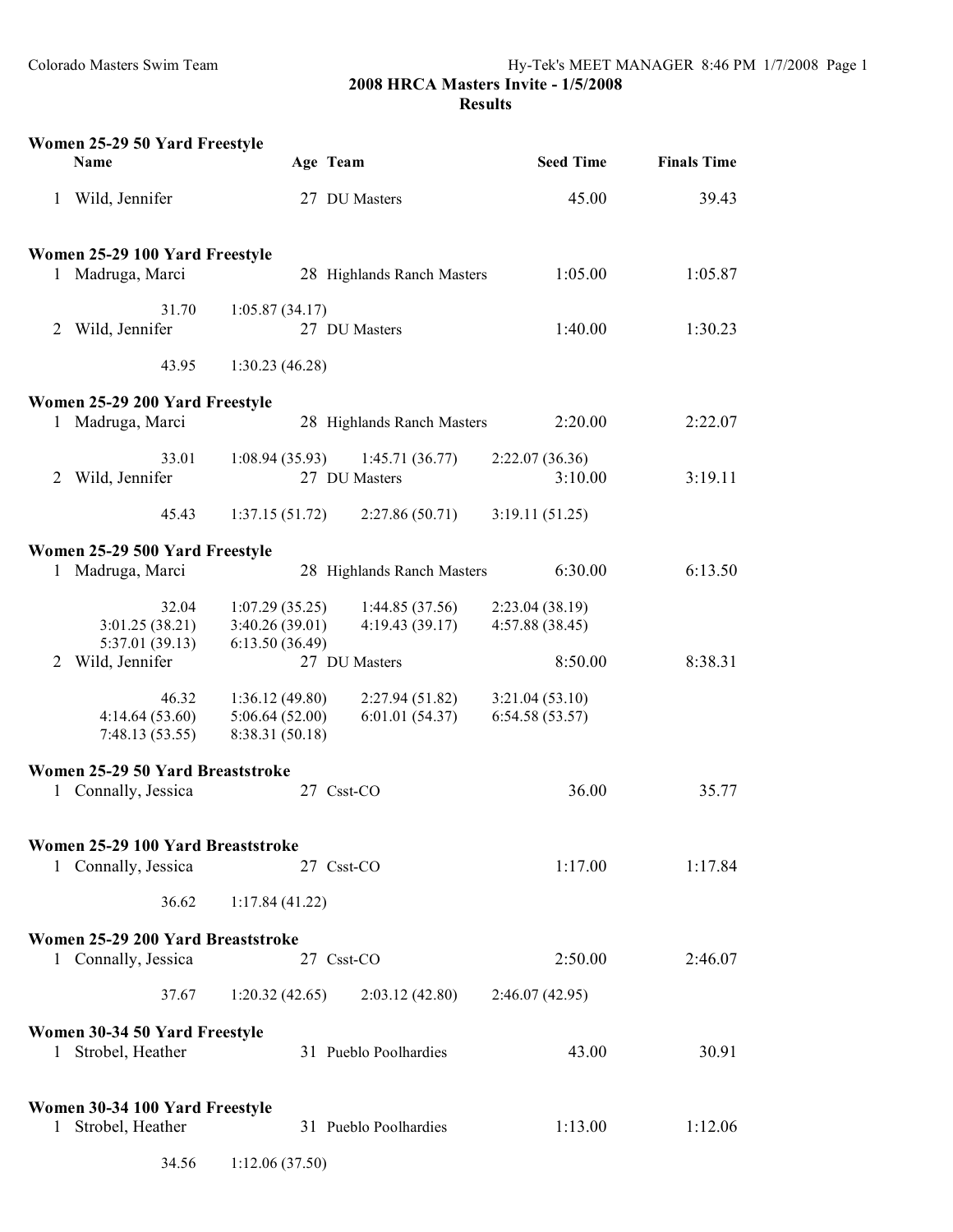Colorado Masters Swim Team

## 2008 HRCA Masters Invite - 1/5/2008
### Results

**Women 25-29 50 Yard Freestyle**

| | Name | Age | Team | Seed Time | Finals Time |
|---|---|---|---|---|---|
| 1 | Wild, Jennifer | 27 | DU Masters | 45.00 | 39.43 |

**Women 25-29 100 Yard Freestyle**

| | Name | Age | Team | Seed Time | Finals Time |
|---|---|---|---|---|---|
| 1 | Madruga, Marci | 28 | Highlands Ranch Masters | 1:05.00 | 1:05.87 |
| | 31.70 &nbsp; 1:05.87 (34.17) | | | | |
| 2 | Wild, Jennifer | 27 | DU Masters | 1:40.00 | 1:30.23 |
| | 43.95 &nbsp; 1:30.23 (46.28) | | | | |

**Women 25-29 200 Yard Freestyle**

| | Name | Age | Team | Seed Time | Finals Time |
|---|---|---|---|---|---|
| 1 | Madruga, Marci | 28 | Highlands Ranch Masters | 2:20.00 | 2:22.07 |
| | 33.01 &nbsp; 1:08.94 (35.93) &nbsp; 1:45.71 (36.77) &nbsp; 2:22.07 (36.36) | | | | |
| 2 | Wild, Jennifer | 27 | DU Masters | 3:10.00 | 3:19.11 |
| | 45.43 &nbsp; 1:37.15 (51.72) &nbsp; 2:27.86 (50.71) &nbsp; 3:19.11 (51.25) | | | | |

**Women 25-29 500 Yard Freestyle**

| | Name | Age | Team | Seed Time | Finals Time |
|---|---|---|---|---|---|
| 1 | Madruga, Marci | 28 | Highlands Ranch Masters | 6:30.00 | 6:13.50 |
| | 32.04 &nbsp; 1:07.29 (35.25) &nbsp; 1:44.85 (37.56) &nbsp; 2:23.04 (38.19) &nbsp; 3:01.25 (38.21) &nbsp; 3:40.26 (39.01) &nbsp; 4:19.43 (39.17) &nbsp; 4:57.88 (38.45) &nbsp; 5:37.01 (39.13) &nbsp; 6:13.50 (36.49) | | | | |
| 2 | Wild, Jennifer | 27 | DU Masters | 8:50.00 | 8:38.31 |
| | 46.32 &nbsp; 1:36.12 (49.80) &nbsp; 2:27.94 (51.82) &nbsp; 3:21.04 (53.10) &nbsp; 4:14.64 (53.60) &nbsp; 5:06.64 (52.00) &nbsp; 6:01.01 (54.37) &nbsp; 6:54.58 (53.57) &nbsp; 7:48.13 (53.55) &nbsp; 8:38.31 (50.18) | | | | |

**Women 25-29 50 Yard Breaststroke**

| | Name | Age | Team | Seed Time | Finals Time |
|---|---|---|---|---|---|
| 1 | Connally, Jessica | 27 | Csst-CO | 36.00 | 35.77 |

**Women 25-29 100 Yard Breaststroke**

| | Name | Age | Team | Seed Time | Finals Time |
|---|---|---|---|---|---|
| 1 | Connally, Jessica | 27 | Csst-CO | 1:17.00 | 1:17.84 |
| | 36.62 &nbsp; 1:17.84 (41.22) | | | | |

**Women 25-29 200 Yard Breaststroke**

| | Name | Age | Team | Seed Time | Finals Time |
|---|---|---|---|---|---|
| 1 | Connally, Jessica | 27 | Csst-CO | 2:50.00 | 2:46.07 |
| | 37.67 &nbsp; 1:20.32 (42.65) &nbsp; 2:03.12 (42.80) &nbsp; 2:46.07 (42.95) | | | | |

**Women 30-34 50 Yard Freestyle**

| | Name | Age | Team | Seed Time | Finals Time |
|---|---|---|---|---|---|
| 1 | Strobel, Heather | 31 | Pueblo Poolhardies | 43.00 | 30.91 |

**Women 30-34 100 Yard Freestyle**

| | Name | Age | Team | Seed Time | Finals Time |
|---|---|---|---|---|---|
| 1 | Strobel, Heather | 31 | Pueblo Poolhardies | 1:13.00 | 1:12.06 |
| | 34.56 &nbsp; 1:12.06 (37.50) | | | | |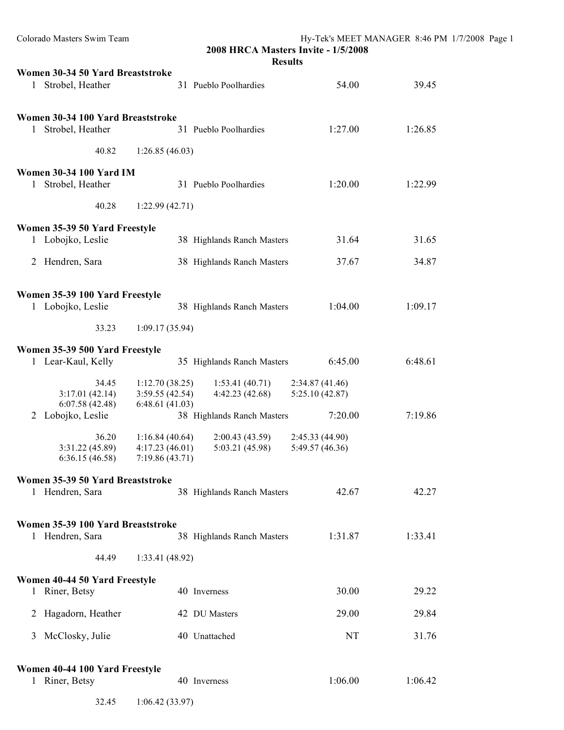## 2008 HRCA Masters Invite - 1/5/2008

### Results

**Women 30-34 50 Yard Breaststroke**

1 Strobel, Heather 31 Pueblo Poolhardies 54.00 39.45

**Women 30-34 100 Yard Breaststroke**

1 Strobel, Heather 31 Pueblo Poolhardies 1:27.00 1:26.85

40.82 1:26.85 (46.03)

**Women 30-34 100 Yard IM**

1 Strobel, Heather 31 Pueblo Poolhardies 1:20.00 1:22.99

40.28 1:22.99 (42.71)

**Women 35-39 50 Yard Freestyle**

1 Lobojko, Leslie 38 Highlands Ranch Masters 31.64 31.65

2 Hendren, Sara 38 Highlands Ranch Masters 37.67 34.87

**Women 35-39 100 Yard Freestyle**

1 Lobojko, Leslie 38 Highlands Ranch Masters 1:04.00 1:09.17

33.23 1:09.17 (35.94)

**Women 35-39 500 Yard Freestyle**

1 Lear-Kaul, Kelly 35 Highlands Ranch Masters 6:45.00 6:48.61

34.45 1:12.70 (38.25) 1:53.41 (40.71) 2:34.87 (41.46)
3:17.01 (42.14) 3:59.55 (42.54) 4:42.23 (42.68) 5:25.10 (42.87)
6:07.58 (42.48) 6:48.61 (41.03)

2 Lobojko, Leslie 38 Highlands Ranch Masters 7:20.00 7:19.86

36.20 1:16.84 (40.64) 2:00.43 (43.59) 2:45.33 (44.90)
3:31.22 (45.89) 4:17.23 (46.01) 5:03.21 (45.98) 5:49.57 (46.36)
6:36.15 (46.58) 7:19.86 (43.71)

**Women 35-39 50 Yard Breaststroke**

1 Hendren, Sara 38 Highlands Ranch Masters 42.67 42.27

**Women 35-39 100 Yard Breaststroke**

1 Hendren, Sara 38 Highlands Ranch Masters 1:31.87 1:33.41

44.49 1:33.41 (48.92)

**Women 40-44 50 Yard Freestyle**

1 Riner, Betsy 40 Inverness 30.00 29.22

2 Hagadorn, Heather 42 DU Masters 29.00 29.84

3 McClosky, Julie 40 Unattached NT 31.76

**Women 40-44 100 Yard Freestyle**

1 Riner, Betsy 40 Inverness 1:06.00 1:06.42

32.45 1:06.42 (33.97)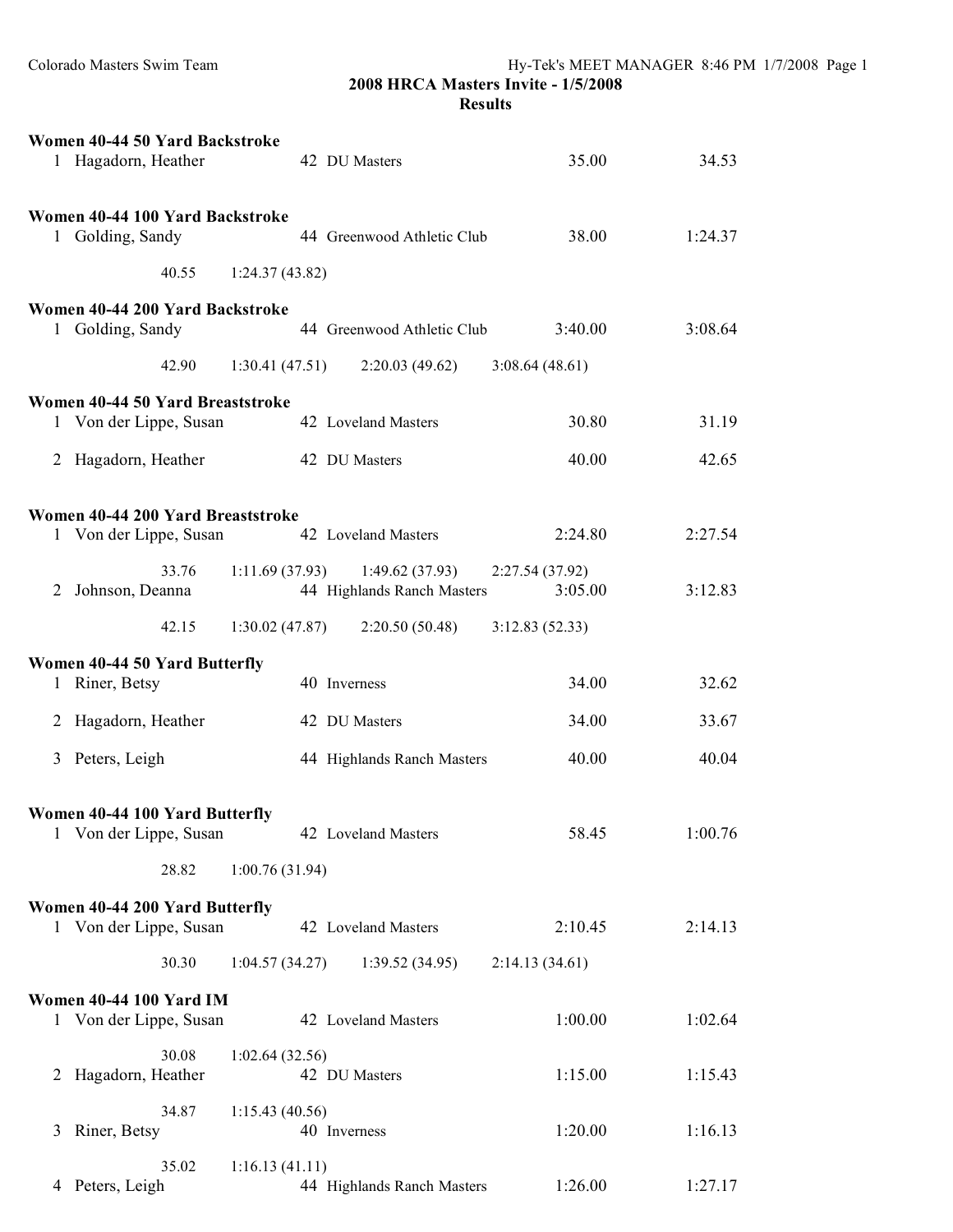**2008 HRCA Masters Invite - 1/5/2008**

**Results**

**Women 40-44 50 Yard Backstroke**

| Place | Name | Age | Team | Seed Time | Finals Time |
|---|---|---|---|---|---|
| 1 | Hagadorn, Heather | 42 | DU Masters | 35.00 | 34.53 |

**Women 40-44 100 Yard Backstroke**

| Place | Name | Age | Team | Seed Time | Finals Time |
|---|---|---|---|---|---|
| 1 | Golding, Sandy | 44 | Greenwood Athletic Club | 38.00 | 1:24.37 |
| | 40.55 | 1:24.37 (43.82) | | | |

**Women 40-44 200 Yard Backstroke**

| Place | Name | Age | Team | Seed Time | Finals Time |
|---|---|---|---|---|---|
| 1 | Golding, Sandy | 44 | Greenwood Athletic Club | 3:40.00 | 3:08.64 |
| | 42.90 | 1:30.41 (47.51) | 2:20.03 (49.62) | 3:08.64 (48.61) | |

**Women 40-44 50 Yard Breaststroke**

| Place | Name | Age | Team | Seed Time | Finals Time |
|---|---|---|---|---|---|
| 1 | Von der Lippe, Susan | 42 | Loveland Masters | 30.80 | 31.19 |
| 2 | Hagadorn, Heather | 42 | DU Masters | 40.00 | 42.65 |

**Women 40-44 200 Yard Breaststroke**

| Place | Name | Age | Team | Seed Time | Finals Time |
|---|---|---|---|---|---|
| 1 | Von der Lippe, Susan | 42 | Loveland Masters | 2:24.80 | 2:27.54 |
| | 33.76 | 1:11.69 (37.93) | 1:49.62 (37.93) | 2:27.54 (37.92) | |
| 2 | Johnson, Deanna | 44 | Highlands Ranch Masters | 3:05.00 | 3:12.83 |
| | 42.15 | 1:30.02 (47.87) | 2:20.50 (50.48) | 3:12.83 (52.33) | |

**Women 40-44 50 Yard Butterfly**

| Place | Name | Age | Team | Seed Time | Finals Time |
|---|---|---|---|---|---|
| 1 | Riner, Betsy | 40 | Inverness | 34.00 | 32.62 |
| 2 | Hagadorn, Heather | 42 | DU Masters | 34.00 | 33.67 |
| 3 | Peters, Leigh | 44 | Highlands Ranch Masters | 40.00 | 40.04 |

**Women 40-44 100 Yard Butterfly**

| Place | Name | Age | Team | Seed Time | Finals Time |
|---|---|---|---|---|---|
| 1 | Von der Lippe, Susan | 42 | Loveland Masters | 58.45 | 1:00.76 |
| | 28.82 | 1:00.76 (31.94) | | | |

**Women 40-44 200 Yard Butterfly**

| Place | Name | Age | Team | Seed Time | Finals Time |
|---|---|---|---|---|---|
| 1 | Von der Lippe, Susan | 42 | Loveland Masters | 2:10.45 | 2:14.13 |
| | 30.30 | 1:04.57 (34.27) | 1:39.52 (34.95) | 2:14.13 (34.61) | |

**Women 40-44 100 Yard IM**

| Place | Name | Age | Team | Seed Time | Finals Time |
|---|---|---|---|---|---|
| 1 | Von der Lippe, Susan | 42 | Loveland Masters | 1:00.00 | 1:02.64 |
| | 30.08 | 1:02.64 (32.56) | | | |
| 2 | Hagadorn, Heather | 42 | DU Masters | 1:15.00 | 1:15.43 |
| | 34.87 | 1:15.43 (40.56) | | | |
| 3 | Riner, Betsy | 40 | Inverness | 1:20.00 | 1:16.13 |
| | 35.02 | 1:16.13 (41.11) | | | |
| 4 | Peters, Leigh | 44 | Highlands Ranch Masters | 1:26.00 | 1:27.17 |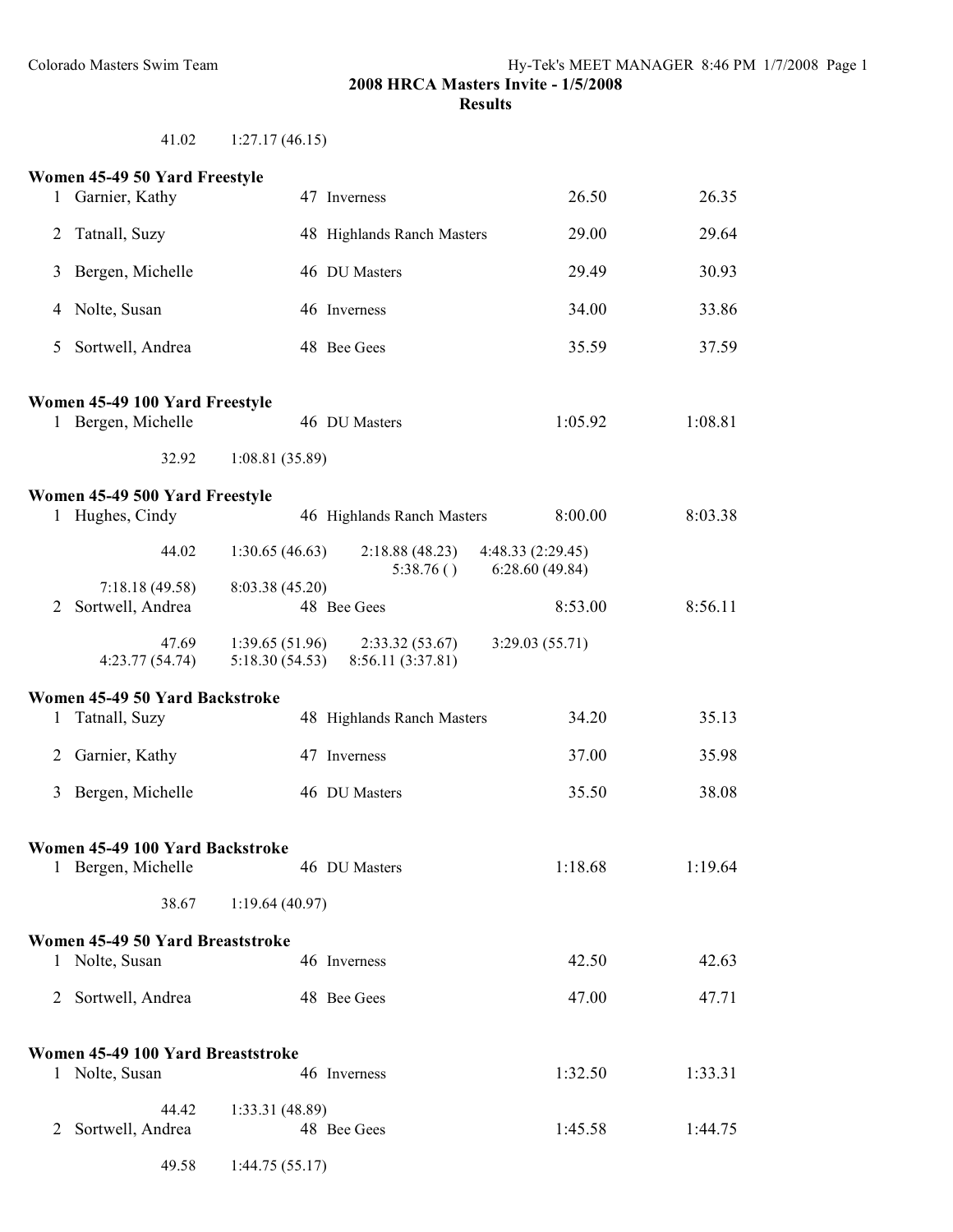41.02 1:27.17 (46.15)

**Women 45-49 50 Yard Freestyle**

| Place | Name | Age | Team | Seed Time | Finals Time |
|---|---|---|---|---|---|
| 1 | Garnier, Kathy | 47 | Inverness | 26.50 | 26.35 |
| 2 | Tatnall, Suzy | 48 | Highlands Ranch Masters | 29.00 | 29.64 |
| 3 | Bergen, Michelle | 46 | DU Masters | 29.49 | 30.93 |
| 4 | Nolte, Susan | 46 | Inverness | 34.00 | 33.86 |
| 5 | Sortwell, Andrea | 48 | Bee Gees | 35.59 | 37.59 |

**Women 45-49 100 Yard Freestyle**

| Place | Name | Age | Team | Seed Time | Finals Time |
|---|---|---|---|---|---|
| 1 | Bergen, Michelle | 46 | DU Masters | 1:05.92 | 1:08.81 |

32.92 1:08.81 (35.89)

**Women 45-49 500 Yard Freestyle**

| Place | Name | Age | Team | Seed Time | Finals Time |
|---|---|---|---|---|---|
| 1 | Hughes, Cindy | 46 | Highlands Ranch Masters | 8:00.00 | 8:03.38 |

44.02 1:30.65 (46.63) 2:18.88 (48.23) 4:48.33 (2:29.45) 5:38.76 ( ) 6:28.60 (49.84) 7:18.18 (49.58) 8:03.38 (45.20)

| Place | Name | Age | Team | Seed Time | Finals Time |
|---|---|---|---|---|---|
| 2 | Sortwell, Andrea | 48 | Bee Gees | 8:53.00 | 8:56.11 |

47.69 1:39.65 (51.96) 2:33.32 (53.67) 3:29.03 (55.71) 4:23.77 (54.74) 5:18.30 (54.53) 8:56.11 (3:37.81)

**Women 45-49 50 Yard Backstroke**

| Place | Name | Age | Team | Seed Time | Finals Time |
|---|---|---|---|---|---|
| 1 | Tatnall, Suzy | 48 | Highlands Ranch Masters | 34.20 | 35.13 |
| 2 | Garnier, Kathy | 47 | Inverness | 37.00 | 35.98 |
| 3 | Bergen, Michelle | 46 | DU Masters | 35.50 | 38.08 |

**Women 45-49 100 Yard Backstroke**

| Place | Name | Age | Team | Seed Time | Finals Time |
|---|---|---|---|---|---|
| 1 | Bergen, Michelle | 46 | DU Masters | 1:18.68 | 1:19.64 |

38.67 1:19.64 (40.97)

**Women 45-49 50 Yard Breaststroke**

| Place | Name | Age | Team | Seed Time | Finals Time |
|---|---|---|---|---|---|
| 1 | Nolte, Susan | 46 | Inverness | 42.50 | 42.63 |
| 2 | Sortwell, Andrea | 48 | Bee Gees | 47.00 | 47.71 |

**Women 45-49 100 Yard Breaststroke**

| Place | Name | Age | Team | Seed Time | Finals Time |
|---|---|---|---|---|---|
| 1 | Nolte, Susan | 46 | Inverness | 1:32.50 | 1:33.31 |

44.42 1:33.31 (48.89)

| Place | Name | Age | Team | Seed Time | Finals Time |
|---|---|---|---|---|---|
| 2 | Sortwell, Andrea | 48 | Bee Gees | 1:45.58 | 1:44.75 |

49.58 1:44.75 (55.17)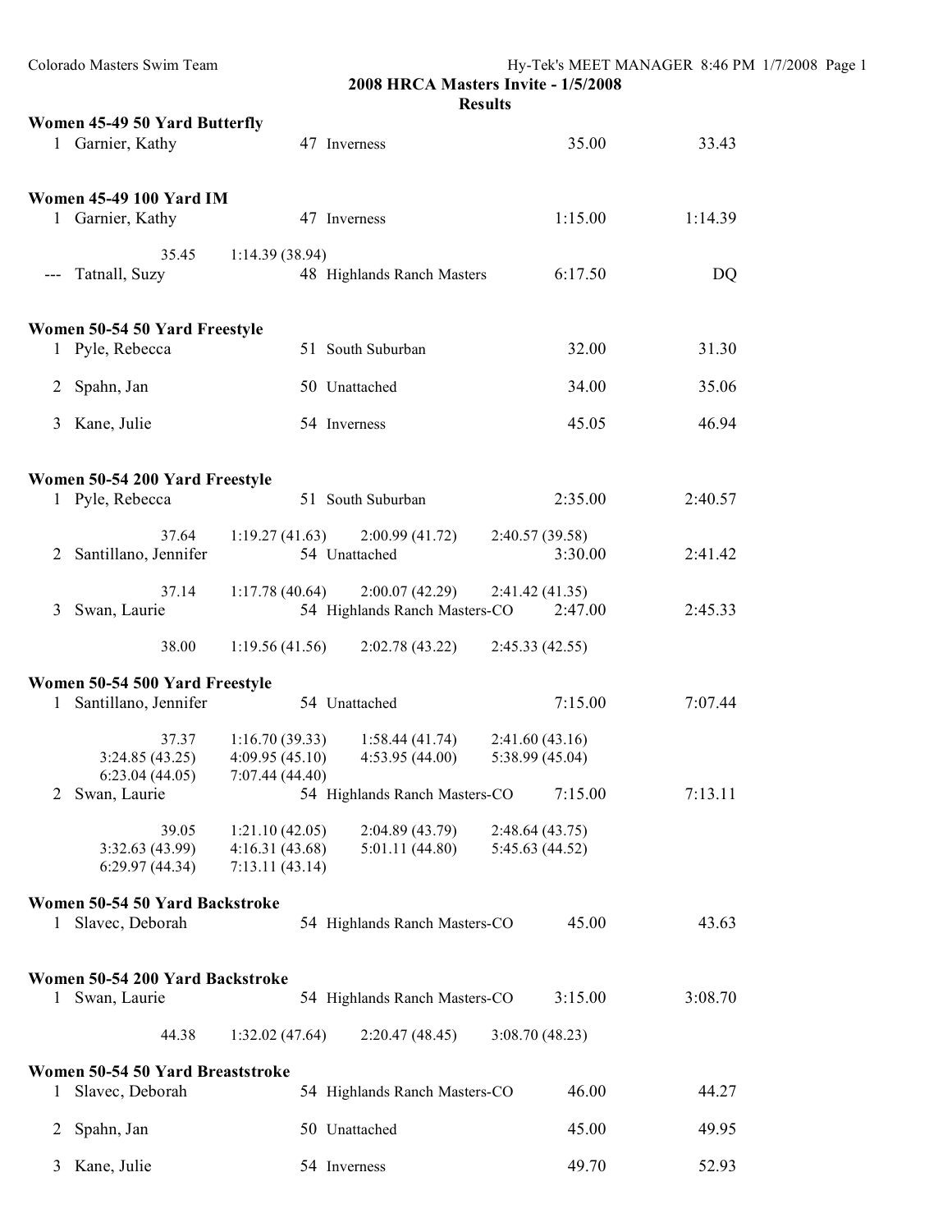## 2008 HRCA Masters Invite - 1/5/2008

**Results**

### Women 45-49 50 Yard Butterfly

| Place | Name | Age | Team | Seed Time | Finals Time |
|---|---|---|---|---|---|
| 1 | Garnier, Kathy | 47 | Inverness | 35.00 | 33.43 |

### Women 45-49 100 Yard IM

| Place | Name | Age | Team | Seed Time | Finals Time |
|---|---|---|---|---|---|
| 1 | Garnier, Kathy | 47 | Inverness | 1:15.00 | 1:14.39 |

35.45    1:14.39 (38.94)

| Place | Name | Age | Team | Seed Time | Finals Time |
|---|---|---|---|---|---|
| --- | Tatnall, Suzy | 48 | Highlands Ranch Masters | 6:17.50 | DQ |

### Women 50-54 50 Yard Freestyle

| Place | Name | Age | Team | Seed Time | Finals Time |
|---|---|---|---|---|---|
| 1 | Pyle, Rebecca | 51 | South Suburban | 32.00 | 31.30 |
| 2 | Spahn, Jan | 50 | Unattached | 34.00 | 35.06 |
| 3 | Kane, Julie | 54 | Inverness | 45.05 | 46.94 |

### Women 50-54 200 Yard Freestyle

| Place | Name | Age | Team | Seed Time | Finals Time |
|---|---|---|---|---|---|
| 1 | Pyle, Rebecca | 51 | South Suburban | 2:35.00 | 2:40.57 |

37.64    1:19.27 (41.63)    2:00.99 (41.72)    2:40.57 (39.58)

| Place | Name | Age | Team | Seed Time | Finals Time |
|---|---|---|---|---|---|
| 2 | Santillano, Jennifer | 54 | Unattached | 3:30.00 | 2:41.42 |

37.14    1:17.78 (40.64)    2:00.07 (42.29)    2:41.42 (41.35)

| Place | Name | Age | Team | Seed Time | Finals Time |
|---|---|---|---|---|---|
| 3 | Swan, Laurie | 54 | Highlands Ranch Masters-CO | 2:47.00 | 2:45.33 |

38.00    1:19.56 (41.56)    2:02.78 (43.22)    2:45.33 (42.55)

### Women 50-54 500 Yard Freestyle

| Place | Name | Age | Team | Seed Time | Finals Time |
|---|---|---|---|---|---|
| 1 | Santillano, Jennifer | 54 | Unattached | 7:15.00 | 7:07.44 |

37.37    1:16.70 (39.33)    1:58.44 (41.74)    2:41.60 (43.16)
3:24.85 (43.25)    4:09.95 (45.10)    4:53.95 (44.00)    5:38.99 (45.04)
6:23.04 (44.05)    7:07.44 (44.40)

| Place | Name | Age | Team | Seed Time | Finals Time |
|---|---|---|---|---|---|
| 2 | Swan, Laurie | 54 | Highlands Ranch Masters-CO | 7:15.00 | 7:13.11 |

39.05    1:21.10 (42.05)    2:04.89 (43.79)    2:48.64 (43.75)
3:32.63 (43.99)    4:16.31 (43.68)    5:01.11 (44.80)    5:45.63 (44.52)
6:29.97 (44.34)    7:13.11 (43.14)

### Women 50-54 50 Yard Backstroke

| Place | Name | Age | Team | Seed Time | Finals Time |
|---|---|---|---|---|---|
| 1 | Slavec, Deborah | 54 | Highlands Ranch Masters-CO | 45.00 | 43.63 |

### Women 50-54 200 Yard Backstroke

| Place | Name | Age | Team | Seed Time | Finals Time |
|---|---|---|---|---|---|
| 1 | Swan, Laurie | 54 | Highlands Ranch Masters-CO | 3:15.00 | 3:08.70 |

44.38    1:32.02 (47.64)    2:20.47 (48.45)    3:08.70 (48.23)

### Women 50-54 50 Yard Breaststroke

| Place | Name | Age | Team | Seed Time | Finals Time |
|---|---|---|---|---|---|
| 1 | Slavec, Deborah | 54 | Highlands Ranch Masters-CO | 46.00 | 44.27 |
| 2 | Spahn, Jan | 50 | Unattached | 45.00 | 49.95 |
| 3 | Kane, Julie | 54 | Inverness | 49.70 | 52.93 |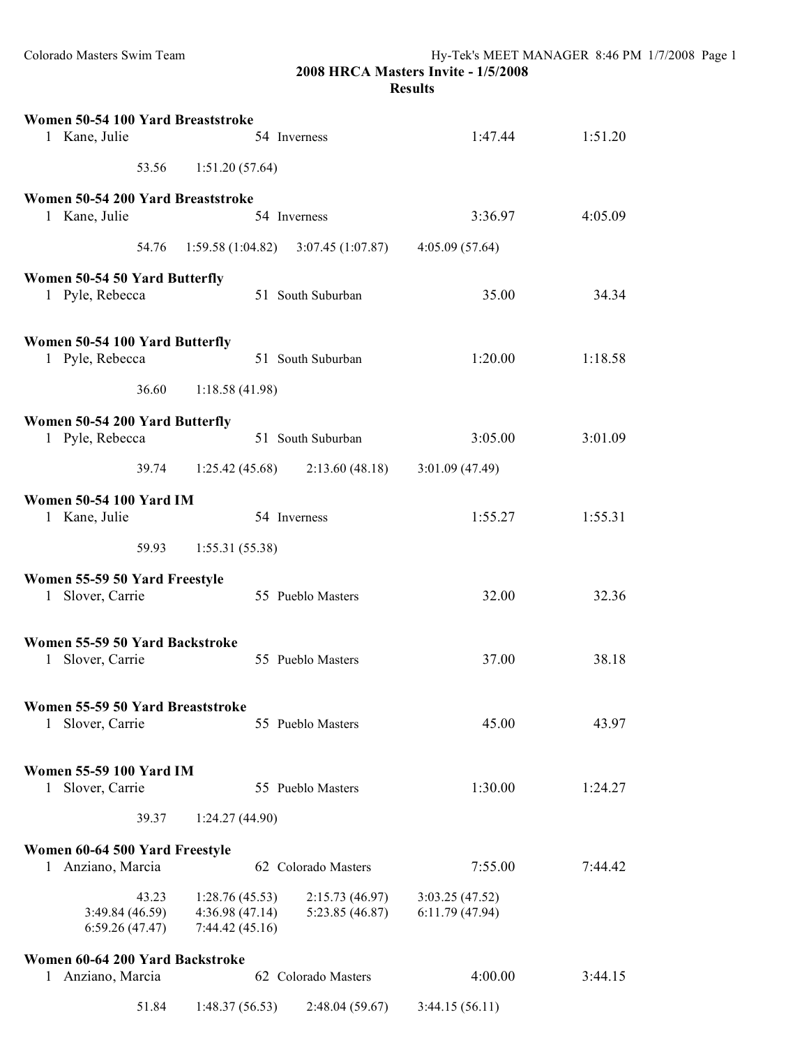## 2008 HRCA Masters Invite - 1/5/2008

### Results

**Women 50-54 100 Yard Breaststroke**

1 Kane, Julie 54 Inverness 1:47.44 1:51.20

53.56 1:51.20 (57.64)

**Women 50-54 200 Yard Breaststroke**

1 Kane, Julie 54 Inverness 3:36.97 4:05.09

54.76 1:59.58 (1:04.82) 3:07.45 (1:07.87) 4:05.09 (57.64)

**Women 50-54 50 Yard Butterfly**

1 Pyle, Rebecca 51 South Suburban 35.00 34.34

**Women 50-54 100 Yard Butterfly**

1 Pyle, Rebecca 51 South Suburban 1:20.00 1:18.58

36.60 1:18.58 (41.98)

**Women 50-54 200 Yard Butterfly**

1 Pyle, Rebecca 51 South Suburban 3:05.00 3:01.09

39.74 1:25.42 (45.68) 2:13.60 (48.18) 3:01.09 (47.49)

**Women 50-54 100 Yard IM**

1 Kane, Julie 54 Inverness 1:55.27 1:55.31

59.93 1:55.31 (55.38)

**Women 55-59 50 Yard Freestyle**

1 Slover, Carrie 55 Pueblo Masters 32.00 32.36

**Women 55-59 50 Yard Backstroke**

1 Slover, Carrie 55 Pueblo Masters 37.00 38.18

**Women 55-59 50 Yard Breaststroke**

1 Slover, Carrie 55 Pueblo Masters 45.00 43.97

**Women 55-59 100 Yard IM**

1 Slover, Carrie 55 Pueblo Masters 1:30.00 1:24.27

39.37 1:24.27 (44.90)

**Women 60-64 500 Yard Freestyle**

1 Anziano, Marcia 62 Colorado Masters 7:55.00 7:44.42

43.23 1:28.76 (45.53) 2:15.73 (46.97) 3:03.25 (47.52)
3:49.84 (46.59) 4:36.98 (47.14) 5:23.85 (46.87) 6:11.79 (47.94)
6:59.26 (47.47) 7:44.42 (45.16)

**Women 60-64 200 Yard Backstroke**

1 Anziano, Marcia 62 Colorado Masters 4:00.00 3:44.15

51.84 1:48.37 (56.53) 2:48.04 (59.67) 3:44.15 (56.11)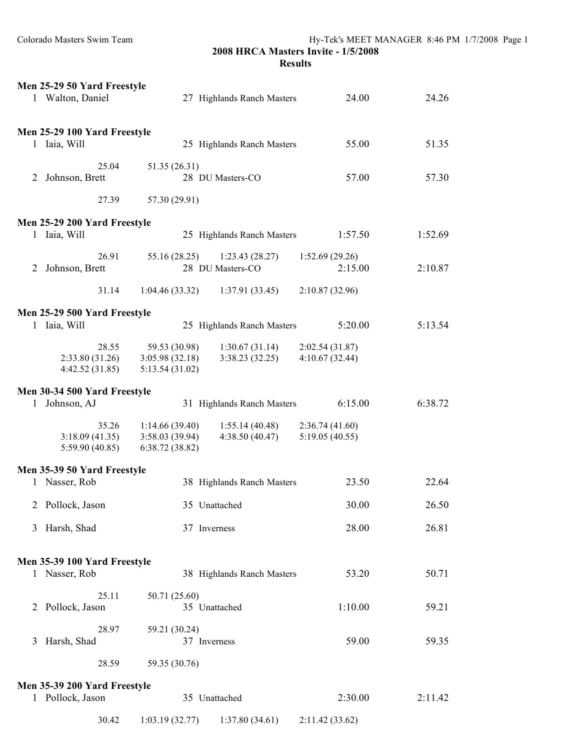**2008 HRCA Masters Invite - 1/5/2008**

**Results**

**Men 25-29 50 Yard Freestyle**

| | Name | Age | Team | Seed Time | Finals Time |
|---|---|---|---|---|---|
| 1 | Walton, Daniel | 27 | Highlands Ranch Masters | 24.00 | 24.26 |

**Men 25-29 100 Yard Freestyle**

| | Name | Age | Team | Seed Time | Finals Time |
|---|---|---|---|---|---|
| 1 | Iaia, Will | 25 | Highlands Ranch Masters | 55.00 | 51.35 |
| | 25.04 | 51.35 (26.31) | | | |
| 2 | Johnson, Brett | 28 | DU Masters-CO | 57.00 | 57.30 |
| | 27.39 | 57.30 (29.91) | | | |

**Men 25-29 200 Yard Freestyle**

| | Name | Age | Team | Seed Time | Finals Time |
|---|---|---|---|---|---|
| 1 | Iaia, Will | 25 | Highlands Ranch Masters | 1:57.50 | 1:52.69 |
| | 26.91 | 55.16 (28.25) | 1:23.43 (28.27) | 1:52.69 (29.26) | |
| 2 | Johnson, Brett | 28 | DU Masters-CO | 2:15.00 | 2:10.87 |
| | 31.14 | 1:04.46 (33.32) | 1:37.91 (33.45) | 2:10.87 (32.96) | |

**Men 25-29 500 Yard Freestyle**

| | Name | Age | Team | Seed Time | Finals Time |
|---|---|---|---|---|---|
| 1 | Iaia, Will | 25 | Highlands Ranch Masters | 5:20.00 | 5:13.54 |
| | 28.55 | 59.53 (30.98) | 1:30.67 (31.14) | 2:02.54 (31.87) | |
| | 2:33.80 (31.26) | 3:05.98 (32.18) | 3:38.23 (32.25) | 4:10.67 (32.44) | |
| | 4:42.52 (31.85) | 5:13.54 (31.02) | | | |

**Men 30-34 500 Yard Freestyle**

| | Name | Age | Team | Seed Time | Finals Time |
|---|---|---|---|---|---|
| 1 | Johnson, AJ | 31 | Highlands Ranch Masters | 6:15.00 | 6:38.72 |
| | 35.26 | 1:14.66 (39.40) | 1:55.14 (40.48) | 2:36.74 (41.60) | |
| | 3:18.09 (41.35) | 3:58.03 (39.94) | 4:38.50 (40.47) | 5:19.05 (40.55) | |
| | 5:59.90 (40.85) | 6:38.72 (38.82) | | | |

**Men 35-39 50 Yard Freestyle**

| | Name | Age | Team | Seed Time | Finals Time |
|---|---|---|---|---|---|
| 1 | Nasser, Rob | 38 | Highlands Ranch Masters | 23.50 | 22.64 |
| 2 | Pollock, Jason | 35 | Unattached | 30.00 | 26.50 |
| 3 | Harsh, Shad | 37 | Inverness | 28.00 | 26.81 |

**Men 35-39 100 Yard Freestyle**

| | Name | Age | Team | Seed Time | Finals Time |
|---|---|---|---|---|---|
| 1 | Nasser, Rob | 38 | Highlands Ranch Masters | 53.20 | 50.71 |
| | 25.11 | 50.71 (25.60) | | | |
| 2 | Pollock, Jason | 35 | Unattached | 1:10.00 | 59.21 |
| | 28.97 | 59.21 (30.24) | | | |
| 3 | Harsh, Shad | 37 | Inverness | 59.00 | 59.35 |
| | 28.59 | 59.35 (30.76) | | | |

**Men 35-39 200 Yard Freestyle**

| | Name | Age | Team | Seed Time | Finals Time |
|---|---|---|---|---|---|
| 1 | Pollock, Jason | 35 | Unattached | 2:30.00 | 2:11.42 |
| | 30.42 | 1:03.19 (32.77) | 1:37.80 (34.61) | 2:11.42 (33.62) | |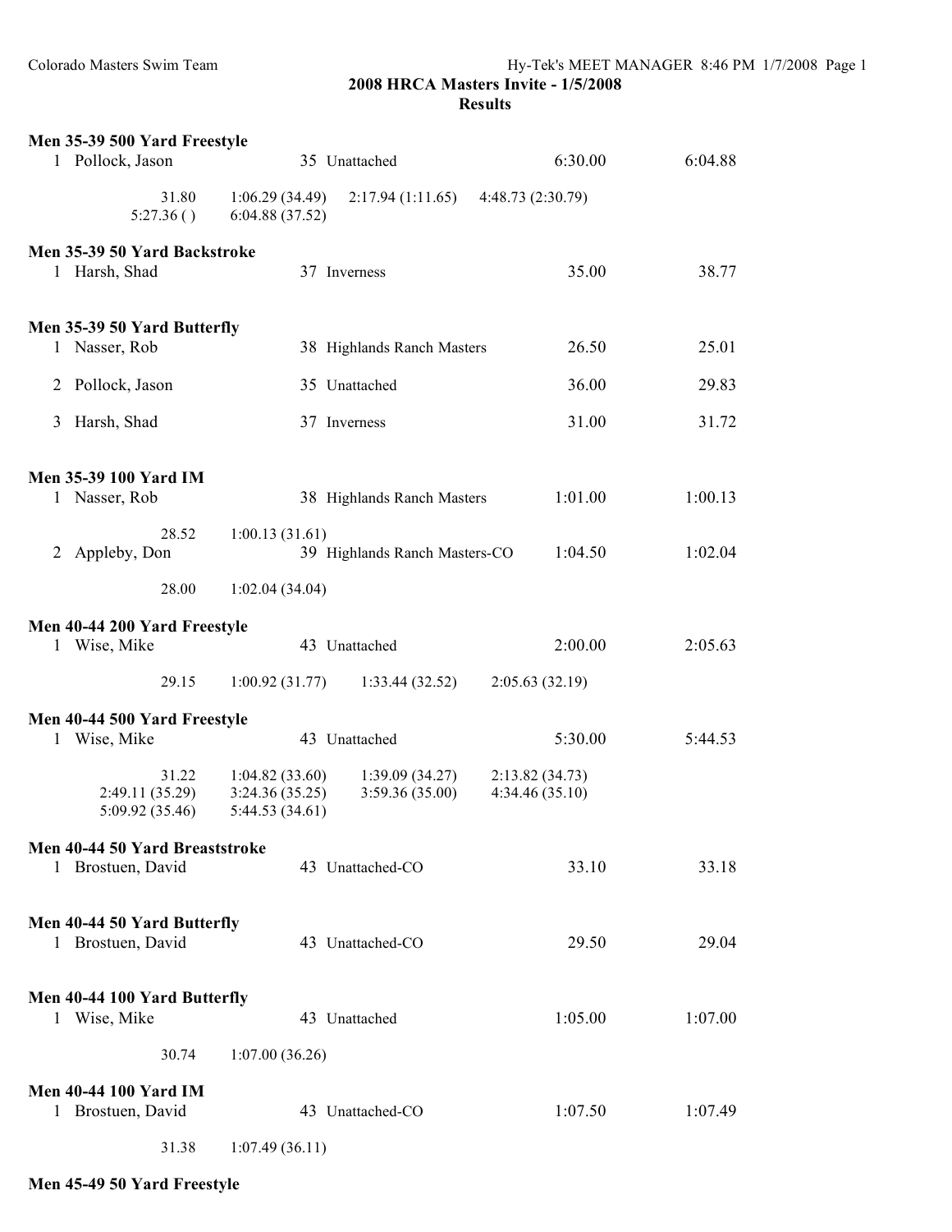**2008 HRCA Masters Invite - 1/5/2008**
**Results**

**Men 35-39 500 Yard Freestyle**

| | Name | Age | Team | Seed Time | Finals Time |
|---|---|---|---|---|---|
| 1 | Pollock, Jason | 35 | Unattached | 6:30.00 | 6:04.88 |

31.80 | 1:06.29 (34.49) | 2:17.94 (1:11.65) | 4:48.73 (2:30.79) | 5:27.36 ( ) | 6:04.88 (37.52)

**Men 35-39 50 Yard Backstroke**

| | Name | Age | Team | Seed Time | Finals Time |
|---|---|---|---|---|---|
| 1 | Harsh, Shad | 37 | Inverness | 35.00 | 38.77 |

**Men 35-39 50 Yard Butterfly**

| | Name | Age | Team | Seed Time | Finals Time |
|---|---|---|---|---|---|
| 1 | Nasser, Rob | 38 | Highlands Ranch Masters | 26.50 | 25.01 |
| 2 | Pollock, Jason | 35 | Unattached | 36.00 | 29.83 |
| 3 | Harsh, Shad | 37 | Inverness | 31.00 | 31.72 |

**Men 35-39 100 Yard IM**

| | Name | Age | Team | Seed Time | Finals Time |
|---|---|---|---|---|---|
| 1 | Nasser, Rob | 38 | Highlands Ranch Masters | 1:01.00 | 1:00.13 |
| | 28.52 | 1:00.13 (31.61) | | | |
| 2 | Appleby, Don | 39 | Highlands Ranch Masters-CO | 1:04.50 | 1:02.04 |
| | 28.00 | 1:02.04 (34.04) | | | |

**Men 40-44 200 Yard Freestyle**

| | Name | Age | Team | Seed Time | Finals Time |
|---|---|---|---|---|---|
| 1 | Wise, Mike | 43 | Unattached | 2:00.00 | 2:05.63 |

29.15 | 1:00.92 (31.77) | 1:33.44 (32.52) | 2:05.63 (32.19)

**Men 40-44 500 Yard Freestyle**

| | Name | Age | Team | Seed Time | Finals Time |
|---|---|---|---|---|---|
| 1 | Wise, Mike | 43 | Unattached | 5:30.00 | 5:44.53 |

31.22 | 1:04.82 (33.60) | 1:39.09 (34.27) | 2:13.82 (34.73) | 2:49.11 (35.29) | 3:24.36 (35.25) | 3:59.36 (35.00) | 4:34.46 (35.10) | 5:09.92 (35.46) | 5:44.53 (34.61)

**Men 40-44 50 Yard Breaststroke**

| | Name | Age | Team | Seed Time | Finals Time |
|---|---|---|---|---|---|
| 1 | Brostuen, David | 43 | Unattached-CO | 33.10 | 33.18 |

**Men 40-44 50 Yard Butterfly**

| | Name | Age | Team | Seed Time | Finals Time |
|---|---|---|---|---|---|
| 1 | Brostuen, David | 43 | Unattached-CO | 29.50 | 29.04 |

**Men 40-44 100 Yard Butterfly**

| | Name | Age | Team | Seed Time | Finals Time |
|---|---|---|---|---|---|
| 1 | Wise, Mike | 43 | Unattached | 1:05.00 | 1:07.00 |

30.74 | 1:07.00 (36.26)

**Men 40-44 100 Yard IM**

| | Name | Age | Team | Seed Time | Finals Time |
|---|---|---|---|---|---|
| 1 | Brostuen, David | 43 | Unattached-CO | 1:07.50 | 1:07.49 |

31.38 | 1:07.49 (36.11)

**Men 45-49 50 Yard Freestyle**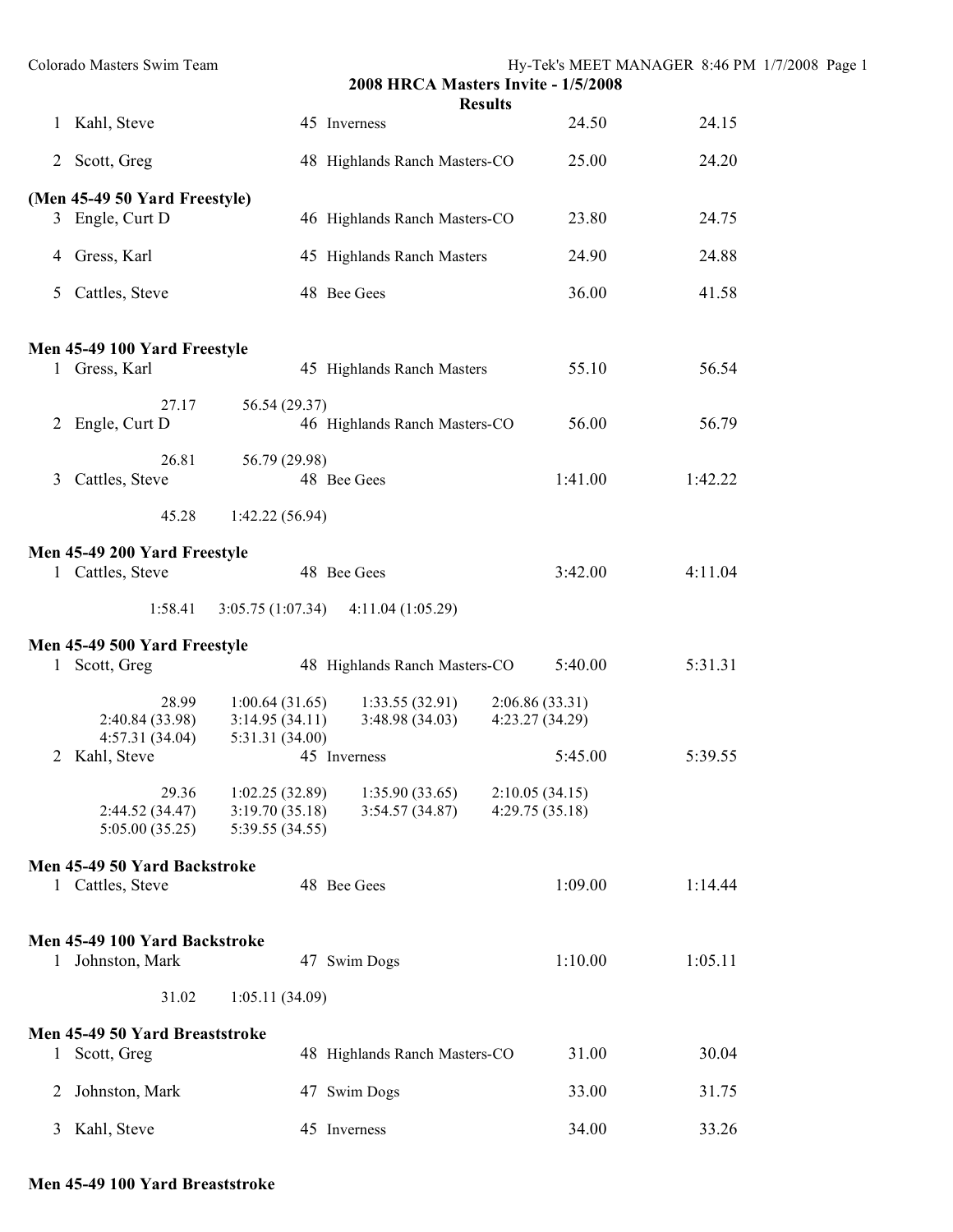## 2008 HRCA Masters Invite - 1/5/2008

### Results

| | Name | Age | Team | Seed Time | Finals Time |
|---|---|---|---|---|---|
| 1 | Kahl, Steve | 45 | Inverness | 24.50 | 24.15 |
| 2 | Scott, Greg | 48 | Highlands Ranch Masters-CO | 25.00 | 24.20 |

**(Men 45-49 50 Yard Freestyle)**

| | Name | Age | Team | Seed Time | Finals Time |
|---|---|---|---|---|---|
| 3 | Engle, Curt D | 46 | Highlands Ranch Masters-CO | 23.80 | 24.75 |
| 4 | Gress, Karl | 45 | Highlands Ranch Masters | 24.90 | 24.88 |
| 5 | Cattles, Steve | 48 | Bee Gees | 36.00 | 41.58 |

**Men 45-49 100 Yard Freestyle**

| | Name | Age | Team | Seed Time | Finals Time |
|---|---|---|---|---|---|
| 1 | Gress, Karl | 45 | Highlands Ranch Masters | 55.10 | 56.54 |
| | 27.17 | 56.54 (29.37) | | | |
| 2 | Engle, Curt D | 46 | Highlands Ranch Masters-CO | 56.00 | 56.79 |
| | 26.81 | 56.79 (29.98) | | | |
| 3 | Cattles, Steve | 48 | Bee Gees | 1:41.00 | 1:42.22 |
| | 45.28 | 1:42.22 (56.94) | | | |

**Men 45-49 200 Yard Freestyle**

| | Name | Age | Team | Seed Time | Finals Time |
|---|---|---|---|---|---|
| 1 | Cattles, Steve | 48 | Bee Gees | 3:42.00 | 4:11.04 |
| | 1:58.41 | 3:05.75 (1:07.34) | 4:11.04 (1:05.29) | | |

**Men 45-49 500 Yard Freestyle**

| | Name | Age | Team | Seed Time | Finals Time |
|---|---|---|---|---|---|
| 1 | Scott, Greg | 48 | Highlands Ranch Masters-CO | 5:40.00 | 5:31.31 |
| | 28.99 | 1:00.64 (31.65) | 1:33.55 (32.91) | 2:06.86 (33.31) | |
| | 2:40.84 (33.98) | 3:14.95 (34.11) | 3:48.98 (34.03) | 4:23.27 (34.29) | |
| | 4:57.31 (34.04) | 5:31.31 (34.00) | | | |
| 2 | Kahl, Steve | 45 | Inverness | 5:45.00 | 5:39.55 |
| | 29.36 | 1:02.25 (32.89) | 1:35.90 (33.65) | 2:10.05 (34.15) | |
| | 2:44.52 (34.47) | 3:19.70 (35.18) | 3:54.57 (34.87) | 4:29.75 (35.18) | |
| | 5:05.00 (35.25) | 5:39.55 (34.55) | | | |

**Men 45-49 50 Yard Backstroke**

| | Name | Age | Team | Seed Time | Finals Time |
|---|---|---|---|---|---|
| 1 | Cattles, Steve | 48 | Bee Gees | 1:09.00 | 1:14.44 |

**Men 45-49 100 Yard Backstroke**

| | Name | Age | Team | Seed Time | Finals Time |
|---|---|---|---|---|---|
| 1 | Johnston, Mark | 47 | Swim Dogs | 1:10.00 | 1:05.11 |
| | 31.02 | 1:05.11 (34.09) | | | |

**Men 45-49 50 Yard Breaststroke**

| | Name | Age | Team | Seed Time | Finals Time |
|---|---|---|---|---|---|
| 1 | Scott, Greg | 48 | Highlands Ranch Masters-CO | 31.00 | 30.04 |
| 2 | Johnston, Mark | 47 | Swim Dogs | 33.00 | 31.75 |
| 3 | Kahl, Steve | 45 | Inverness | 34.00 | 33.26 |

**Men 45-49 100 Yard Breaststroke**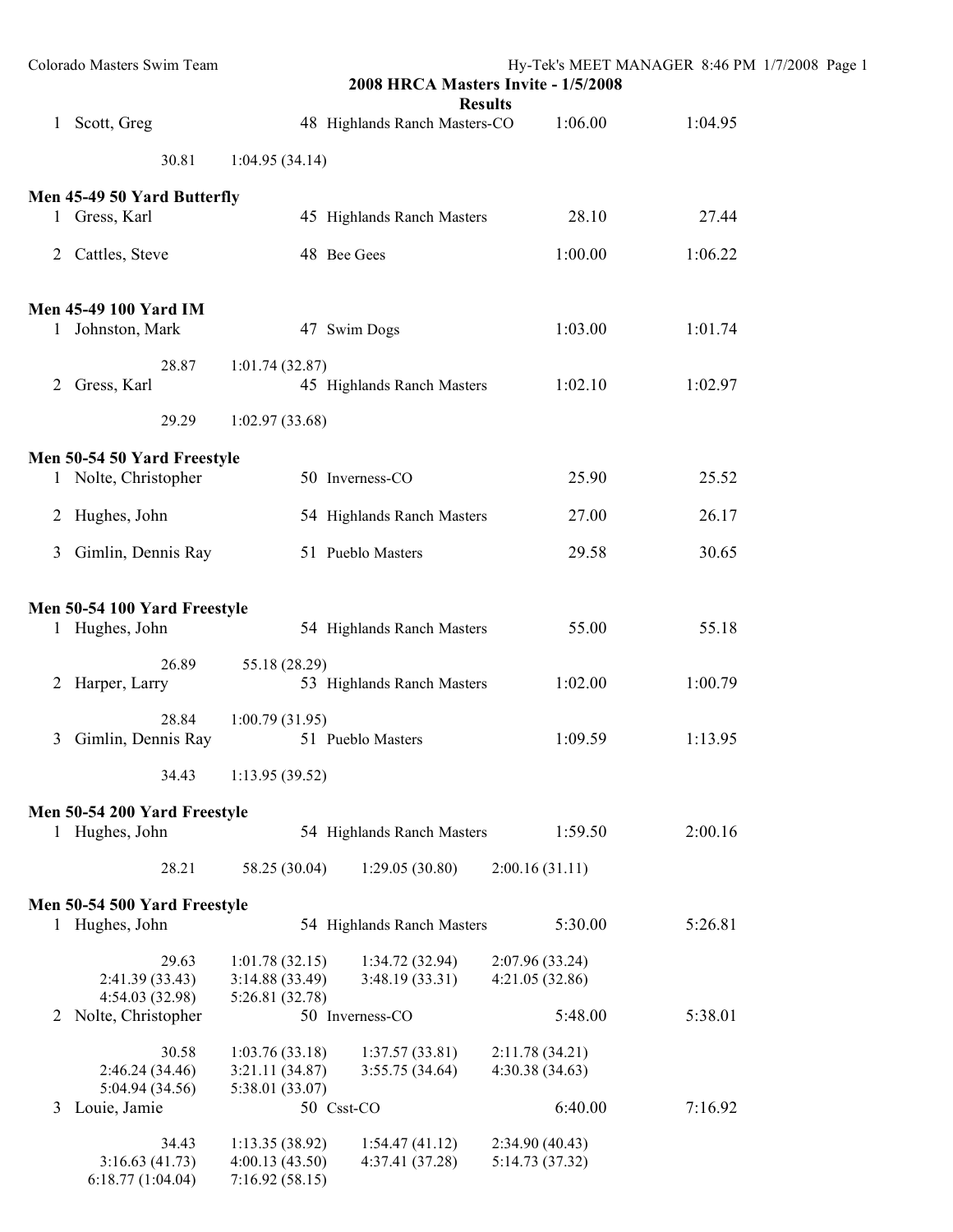**2008 HRCA Masters Invite - 1/5/2008**

**Results**

| Place | Name | Age | Team | Seed Time | Finals Time |
|---|---|---|---|---|---|
| 1 | Scott, Greg | 48 | Highlands Ranch Masters-CO | 1:06.00 | 1:04.95 |

30.81 &nbsp;&nbsp; 1:04.95 (34.14)

### Men 45-49 50 Yard Butterfly

| Place | Name | Age | Team | Seed Time | Finals Time |
|---|---|---|---|---|---|
| 1 | Gress, Karl | 45 | Highlands Ranch Masters | 28.10 | 27.44 |
| 2 | Cattles, Steve | 48 | Bee Gees | 1:00.00 | 1:06.22 |

### Men 45-49 100 Yard IM

| Place | Name | Age | Team | Seed Time | Finals Time |
|---|---|---|---|---|---|
| 1 | Johnston, Mark | 47 | Swim Dogs | 1:03.00 | 1:01.74 |
| | 28.87 | 1:01.74 (32.87) | | | |
| 2 | Gress, Karl | 45 | Highlands Ranch Masters | 1:02.10 | 1:02.97 |
| | 29.29 | 1:02.97 (33.68) | | | |

### Men 50-54 50 Yard Freestyle

| Place | Name | Age | Team | Seed Time | Finals Time |
|---|---|---|---|---|---|
| 1 | Nolte, Christopher | 50 | Inverness-CO | 25.90 | 25.52 |
| 2 | Hughes, John | 54 | Highlands Ranch Masters | 27.00 | 26.17 |
| 3 | Gimlin, Dennis Ray | 51 | Pueblo Masters | 29.58 | 30.65 |

### Men 50-54 100 Yard Freestyle

| Place | Name | Age | Team | Seed Time | Finals Time |
|---|---|---|---|---|---|
| 1 | Hughes, John | 54 | Highlands Ranch Masters | 55.00 | 55.18 |
| | 26.89 | 55.18 (28.29) | | | |
| 2 | Harper, Larry | 53 | Highlands Ranch Masters | 1:02.00 | 1:00.79 |
| | 28.84 | 1:00.79 (31.95) | | | |
| 3 | Gimlin, Dennis Ray | 51 | Pueblo Masters | 1:09.59 | 1:13.95 |
| | 34.43 | 1:13.95 (39.52) | | | |

### Men 50-54 200 Yard Freestyle

| Place | Name | Age | Team | Seed Time | Finals Time |
|---|---|---|---|---|---|
| 1 | Hughes, John | 54 | Highlands Ranch Masters | 1:59.50 | 2:00.16 |
| | 28.21 | 58.25 (30.04) | 1:29.05 (30.80) | 2:00.16 (31.11) | |

### Men 50-54 500 Yard Freestyle

| Place | Name | Age | Team | Seed Time | Finals Time |
|---|---|---|---|---|---|
| 1 | Hughes, John | 54 | Highlands Ranch Masters | 5:30.00 | 5:26.81 |
| | 29.63 | 1:01.78 (32.15) | 1:34.72 (32.94) | 2:07.96 (33.24) | |
| | 2:41.39 (33.43) | 3:14.88 (33.49) | 3:48.19 (33.31) | 4:21.05 (32.86) | |
| | 4:54.03 (32.98) | 5:26.81 (32.78) | | | |
| 2 | Nolte, Christopher | 50 | Inverness-CO | 5:48.00 | 5:38.01 |
| | 30.58 | 1:03.76 (33.18) | 1:37.57 (33.81) | 2:11.78 (34.21) | |
| | 2:46.24 (34.46) | 3:21.11 (34.87) | 3:55.75 (34.64) | 4:30.38 (34.63) | |
| | 5:04.94 (34.56) | 5:38.01 (33.07) | | | |
| 3 | Louie, Jamie | 50 | Csst-CO | 6:40.00 | 7:16.92 |
| | 34.43 | 1:13.35 (38.92) | 1:54.47 (41.12) | 2:34.90 (40.43) | |
| | 3:16.63 (41.73) | 4:00.13 (43.50) | 4:37.41 (37.28) | 5:14.73 (37.32) | |
| | 6:18.77 (1:04.04) | 7:16.92 (58.15) | | | |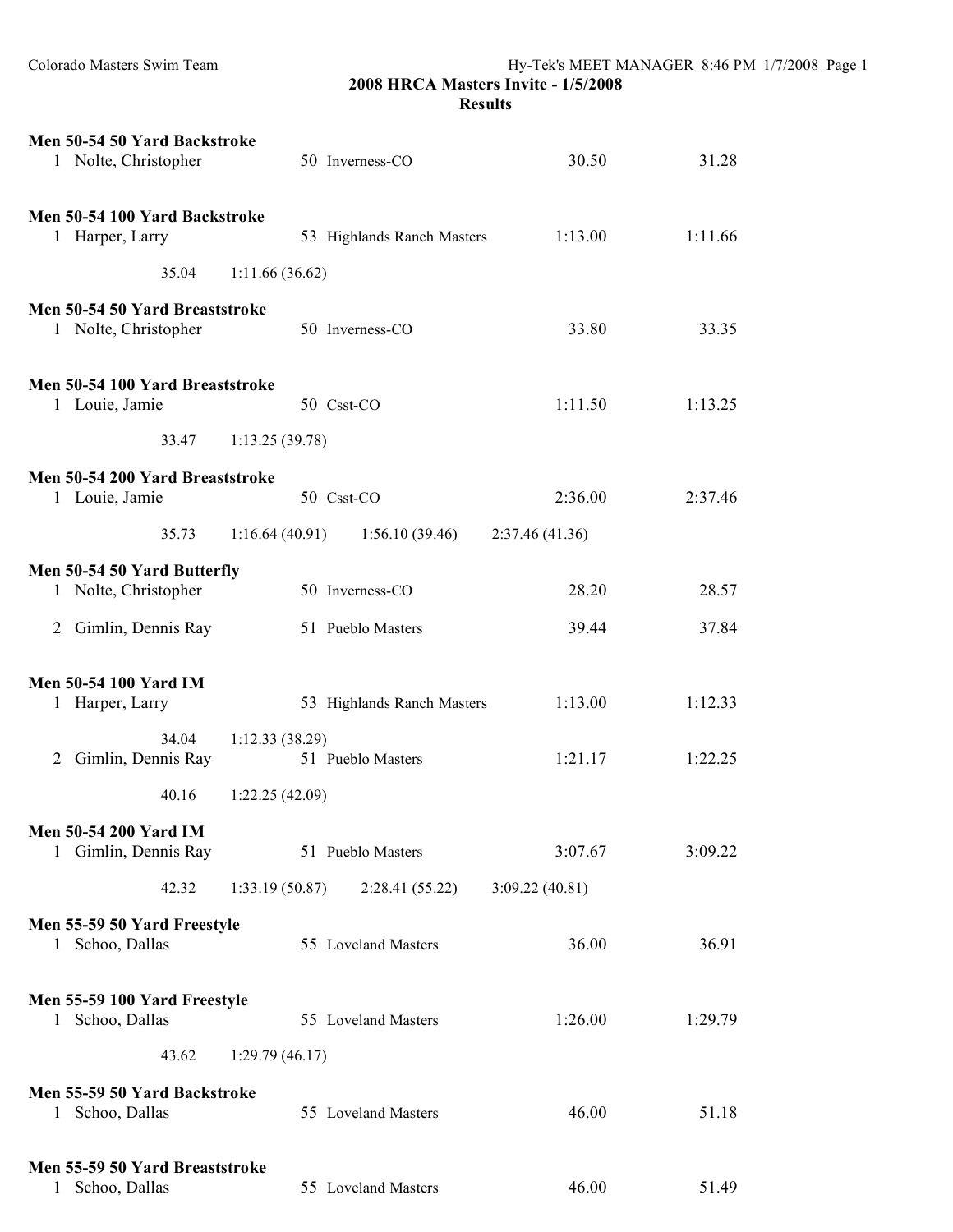## 2008 HRCA Masters Invite - 1/5/2008

### Results

**Men 50-54 50 Yard Backstroke**

| | Name | Age | Team | Seed | Finals |
|---|---|---|---|---|---|
| 1 | Nolte, Christopher | 50 | Inverness-CO | 30.50 | 31.28 |

**Men 50-54 100 Yard Backstroke**

| | Name | Age | Team | Seed | Finals |
|---|---|---|---|---|---|
| 1 | Harper, Larry | 53 | Highlands Ranch Masters | 1:13.00 | 1:11.66 |

35.04 1:11.66 (36.62)

**Men 50-54 50 Yard Breaststroke**

| | Name | Age | Team | Seed | Finals |
|---|---|---|---|---|---|
| 1 | Nolte, Christopher | 50 | Inverness-CO | 33.80 | 33.35 |

**Men 50-54 100 Yard Breaststroke**

| | Name | Age | Team | Seed | Finals |
|---|---|---|---|---|---|
| 1 | Louie, Jamie | 50 | Csst-CO | 1:11.50 | 1:13.25 |

33.47 1:13.25 (39.78)

**Men 50-54 200 Yard Breaststroke**

| | Name | Age | Team | Seed | Finals |
|---|---|---|---|---|---|
| 1 | Louie, Jamie | 50 | Csst-CO | 2:36.00 | 2:37.46 |

35.73 1:16.64 (40.91) 1:56.10 (39.46) 2:37.46 (41.36)

**Men 50-54 50 Yard Butterfly**

| | Name | Age | Team | Seed | Finals |
|---|---|---|---|---|---|
| 1 | Nolte, Christopher | 50 | Inverness-CO | 28.20 | 28.57 |
| 2 | Gimlin, Dennis Ray | 51 | Pueblo Masters | 39.44 | 37.84 |

**Men 50-54 100 Yard IM**

| | Name | Age | Team | Seed | Finals |
|---|---|---|---|---|---|
| 1 | Harper, Larry | 53 | Highlands Ranch Masters | 1:13.00 | 1:12.33 |

34.04 1:12.33 (38.29)

| | Name | Age | Team | Seed | Finals |
|---|---|---|---|---|---|
| 2 | Gimlin, Dennis Ray | 51 | Pueblo Masters | 1:21.17 | 1:22.25 |

40.16 1:22.25 (42.09)

**Men 50-54 200 Yard IM**

| | Name | Age | Team | Seed | Finals |
|---|---|---|---|---|---|
| 1 | Gimlin, Dennis Ray | 51 | Pueblo Masters | 3:07.67 | 3:09.22 |

42.32 1:33.19 (50.87) 2:28.41 (55.22) 3:09.22 (40.81)

**Men 55-59 50 Yard Freestyle**

| | Name | Age | Team | Seed | Finals |
|---|---|---|---|---|---|
| 1 | Schoo, Dallas | 55 | Loveland Masters | 36.00 | 36.91 |

**Men 55-59 100 Yard Freestyle**

| | Name | Age | Team | Seed | Finals |
|---|---|---|---|---|---|
| 1 | Schoo, Dallas | 55 | Loveland Masters | 1:26.00 | 1:29.79 |

43.62 1:29.79 (46.17)

**Men 55-59 50 Yard Backstroke**

| | Name | Age | Team | Seed | Finals |
|---|---|---|---|---|---|
| 1 | Schoo, Dallas | 55 | Loveland Masters | 46.00 | 51.18 |

**Men 55-59 50 Yard Breaststroke**

| | Name | Age | Team | Seed | Finals |
|---|---|---|---|---|---|
| 1 | Schoo, Dallas | 55 | Loveland Masters | 46.00 | 51.49 |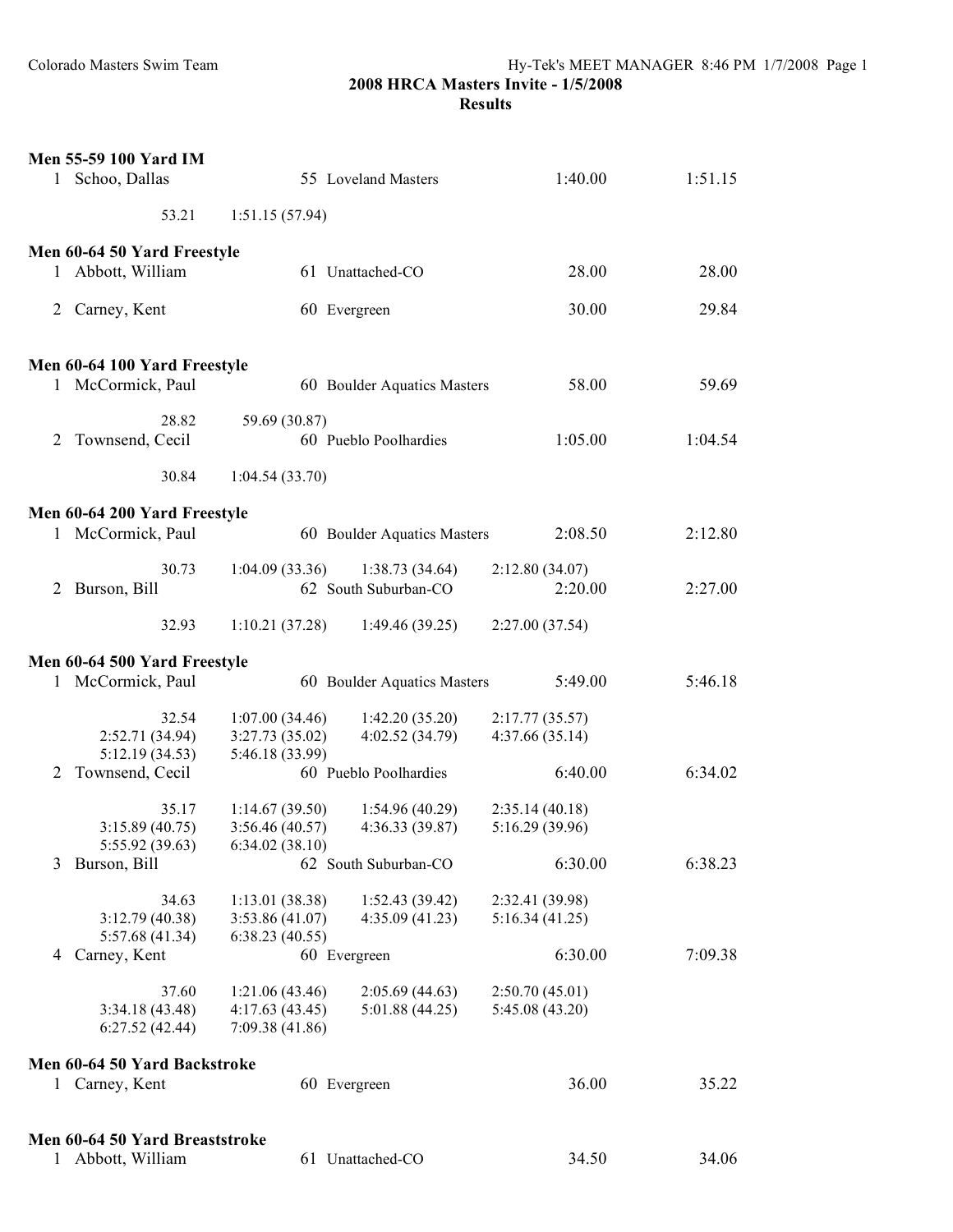**2008 HRCA Masters Invite - 1/5/2008**
**Results**

**Men 55-59 100 Yard IM**

| | Name | Age | Team | Seed Time | Finals Time |
|---|---|---|---|---|---|
| 1 | Schoo, Dallas | 55 | Loveland Masters | 1:40.00 | 1:51.15 |

53.21 1:51.15 (57.94)

**Men 60-64 50 Yard Freestyle**

| | Name | Age | Team | Seed Time | Finals Time |
|---|---|---|---|---|---|
| 1 | Abbott, William | 61 | Unattached-CO | 28.00 | 28.00 |
| 2 | Carney, Kent | 60 | Evergreen | 30.00 | 29.84 |

**Men 60-64 100 Yard Freestyle**

| | Name | Age | Team | Seed Time | Finals Time |
|---|---|---|---|---|---|
| 1 | McCormick, Paul | 60 | Boulder Aquatics Masters | 58.00 | 59.69 |
| | 28.82 | 59.69 (30.87) | | | |
| 2 | Townsend, Cecil | 60 | Pueblo Poolhardies | 1:05.00 | 1:04.54 |
| | 30.84 | 1:04.54 (33.70) | | | |

**Men 60-64 200 Yard Freestyle**

| | Name | Age | Team | Seed Time | Finals Time |
|---|---|---|---|---|---|
| 1 | McCormick, Paul | 60 | Boulder Aquatics Masters | 2:08.50 | 2:12.80 |
| | 30.73 | 1:04.09 (33.36) | 1:38.73 (34.64) | 2:12.80 (34.07) | |
| 2 | Burson, Bill | 62 | South Suburban-CO | 2:20.00 | 2:27.00 |
| | 32.93 | 1:10.21 (37.28) | 1:49.46 (39.25) | 2:27.00 (37.54) | |

**Men 60-64 500 Yard Freestyle**

| | Name | Age | Team | Seed Time | Finals Time |
|---|---|---|---|---|---|
| 1 | McCormick, Paul | 60 | Boulder Aquatics Masters | 5:49.00 | 5:46.18 |
| | 32.54 | 1:07.00 (34.46) | 1:42.20 (35.20) | 2:17.77 (35.57) | |
| | 2:52.71 (34.94) | 3:27.73 (35.02) | 4:02.52 (34.79) | 4:37.66 (35.14) | |
| | 5:12.19 (34.53) | 5:46.18 (33.99) | | | |
| 2 | Townsend, Cecil | 60 | Pueblo Poolhardies | 6:40.00 | 6:34.02 |
| | 35.17 | 1:14.67 (39.50) | 1:54.96 (40.29) | 2:35.14 (40.18) | |
| | 3:15.89 (40.75) | 3:56.46 (40.57) | 4:36.33 (39.87) | 5:16.29 (39.96) | |
| | 5:55.92 (39.63) | 6:34.02 (38.10) | | | |
| 3 | Burson, Bill | 62 | South Suburban-CO | 6:30.00 | 6:38.23 |
| | 34.63 | 1:13.01 (38.38) | 1:52.43 (39.42) | 2:32.41 (39.98) | |
| | 3:12.79 (40.38) | 3:53.86 (41.07) | 4:35.09 (41.23) | 5:16.34 (41.25) | |
| | 5:57.68 (41.34) | 6:38.23 (40.55) | | | |
| 4 | Carney, Kent | 60 | Evergreen | 6:30.00 | 7:09.38 |
| | 37.60 | 1:21.06 (43.46) | 2:05.69 (44.63) | 2:50.70 (45.01) | |
| | 3:34.18 (43.48) | 4:17.63 (43.45) | 5:01.88 (44.25) | 5:45.08 (43.20) | |
| | 6:27.52 (42.44) | 7:09.38 (41.86) | | | |

**Men 60-64 50 Yard Backstroke**

| | Name | Age | Team | Seed Time | Finals Time |
|---|---|---|---|---|---|
| 1 | Carney, Kent | 60 | Evergreen | 36.00 | 35.22 |

**Men 60-64 50 Yard Breaststroke**

| | Name | Age | Team | Seed Time | Finals Time |
|---|---|---|---|---|---|
| 1 | Abbott, William | 61 | Unattached-CO | 34.50 | 34.06 |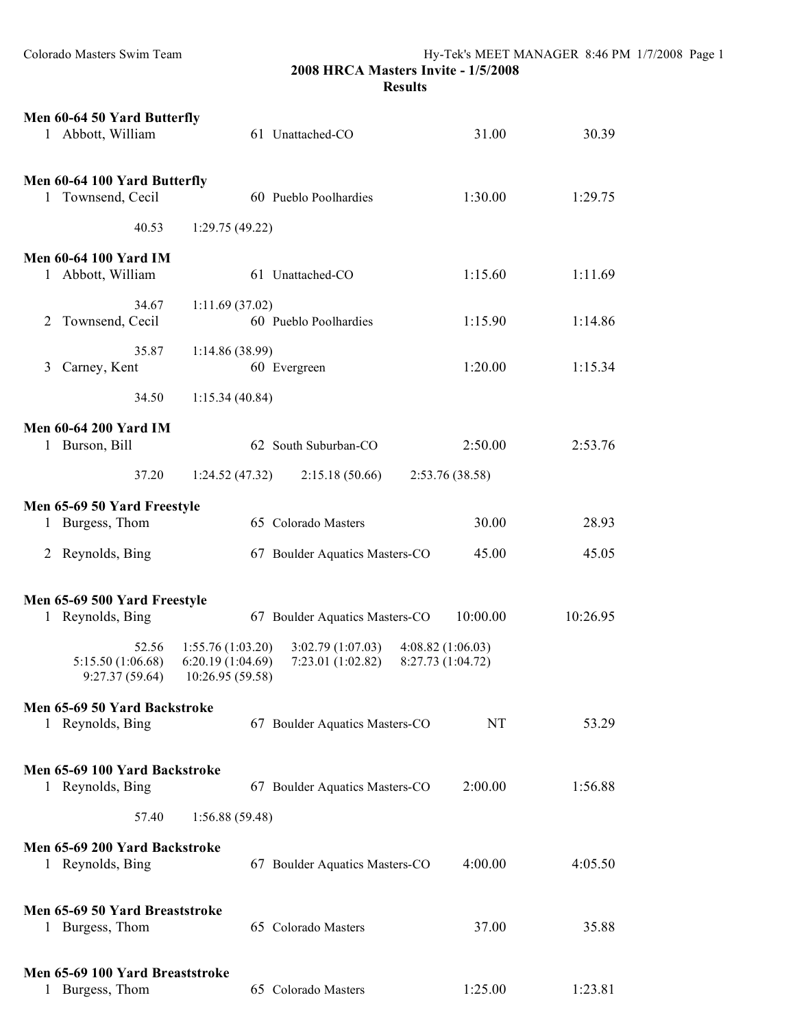**2008 HRCA Masters Invite - 1/5/2008**
**Results**

**Men 60-64 50 Yard Butterfly**

| | Name | Age | Team | Seed Time | Finals Time |
|---|---|---|---|---|---|
| 1 | Abbott, William | 61 | Unattached-CO | 31.00 | 30.39 |

**Men 60-64 100 Yard Butterfly**

| | Name | Age | Team | Seed Time | Finals Time |
|---|---|---|---|---|---|
| 1 | Townsend, Cecil | 60 | Pueblo Poolhardies | 1:30.00 | 1:29.75 |

40.53  1:29.75 (49.22)

**Men 60-64 100 Yard IM**

| | Name | Age | Team | Seed Time | Finals Time |
|---|---|---|---|---|---|
| 1 | Abbott, William | 61 | Unattached-CO | 1:15.60 | 1:11.69 |
| | 34.67  1:11.69 (37.02) | | | | |
| 2 | Townsend, Cecil | 60 | Pueblo Poolhardies | 1:15.90 | 1:14.86 |
| | 35.87  1:14.86 (38.99) | | | | |
| 3 | Carney, Kent | 60 | Evergreen | 1:20.00 | 1:15.34 |
| | 34.50  1:15.34 (40.84) | | | | |

**Men 60-64 200 Yard IM**

| | Name | Age | Team | Seed Time | Finals Time |
|---|---|---|---|---|---|
| 1 | Burson, Bill | 62 | South Suburban-CO | 2:50.00 | 2:53.76 |

37.20  1:24.52 (47.32)  2:15.18 (50.66)  2:53.76 (38.58)

**Men 65-69 50 Yard Freestyle**

| | Name | Age | Team | Seed Time | Finals Time |
|---|---|---|---|---|---|
| 1 | Burgess, Thom | 65 | Colorado Masters | 30.00 | 28.93 |
| 2 | Reynolds, Bing | 67 | Boulder Aquatics Masters-CO | 45.00 | 45.05 |

**Men 65-69 500 Yard Freestyle**

| | Name | Age | Team | Seed Time | Finals Time |
|---|---|---|---|---|---|
| 1 | Reynolds, Bing | 67 | Boulder Aquatics Masters-CO | 10:00.00 | 10:26.95 |

52.56  1:55.76 (1:03.20)  3:02.79 (1:07.03)  4:08.82 (1:06.03)
5:15.50 (1:06.68)  6:20.19 (1:04.69)  7:23.01 (1:02.82)  8:27.73 (1:04.72)
9:27.37 (59.64)  10:26.95 (59.58)

**Men 65-69 50 Yard Backstroke**

| | Name | Age | Team | Seed Time | Finals Time |
|---|---|---|---|---|---|
| 1 | Reynolds, Bing | 67 | Boulder Aquatics Masters-CO | NT | 53.29 |

**Men 65-69 100 Yard Backstroke**

| | Name | Age | Team | Seed Time | Finals Time |
|---|---|---|---|---|---|
| 1 | Reynolds, Bing | 67 | Boulder Aquatics Masters-CO | 2:00.00 | 1:56.88 |

57.40  1:56.88 (59.48)

**Men 65-69 200 Yard Backstroke**

| | Name | Age | Team | Seed Time | Finals Time |
|---|---|---|---|---|---|
| 1 | Reynolds, Bing | 67 | Boulder Aquatics Masters-CO | 4:00.00 | 4:05.50 |

**Men 65-69 50 Yard Breaststroke**

| | Name | Age | Team | Seed Time | Finals Time |
|---|---|---|---|---|---|
| 1 | Burgess, Thom | 65 | Colorado Masters | 37.00 | 35.88 |

**Men 65-69 100 Yard Breaststroke**

| | Name | Age | Team | Seed Time | Finals Time |
|---|---|---|---|---|---|
| 1 | Burgess, Thom | 65 | Colorado Masters | 1:25.00 | 1:23.81 |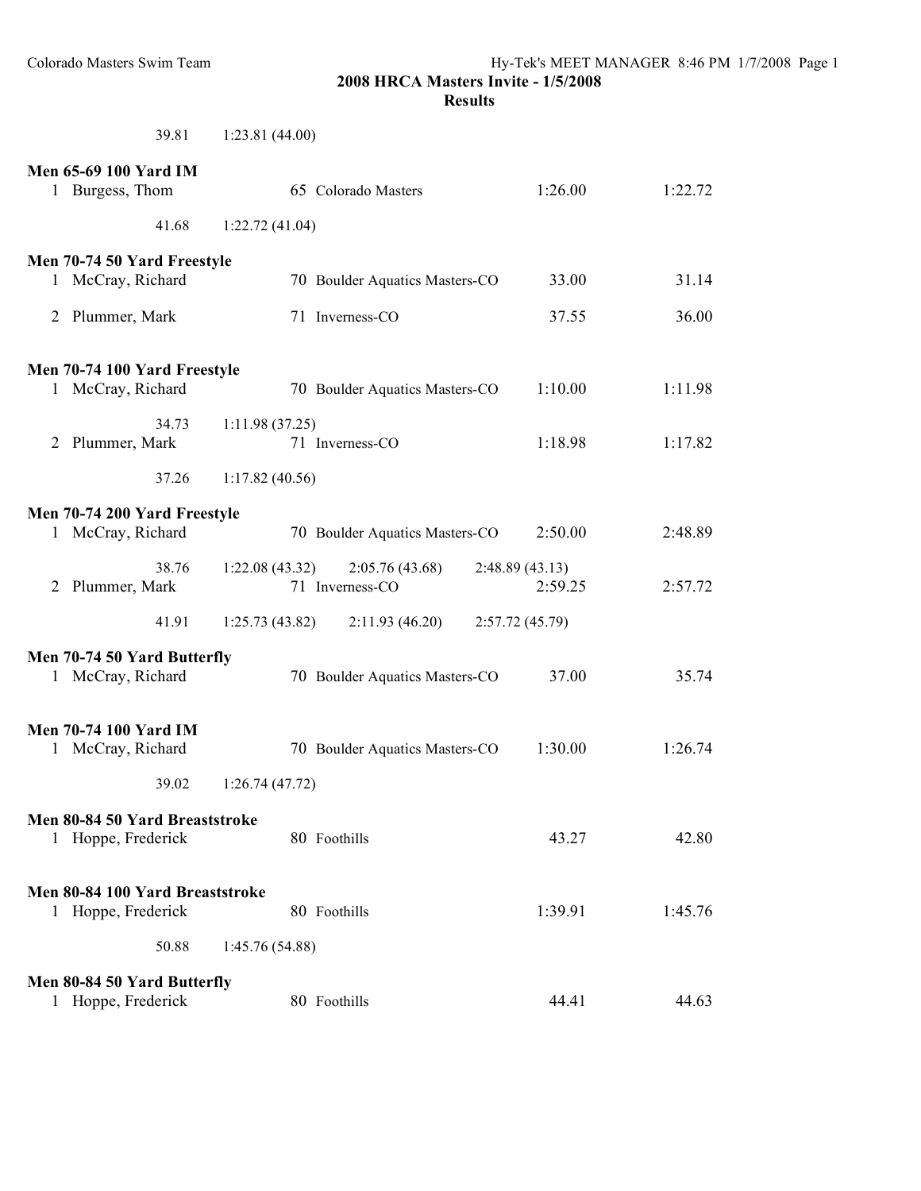39.81 1:23.81 (44.00)

**Men 65-69 100 Yard IM**

1 Burgess, Thom 65 Colorado Masters 1:26.00 1:22.72

41.68 1:22.72 (41.04)

**Men 70-74 50 Yard Freestyle**

1 McCray, Richard 70 Boulder Aquatics Masters-CO 33.00 31.14

2 Plummer, Mark 71 Inverness-CO 37.55 36.00

**Men 70-74 100 Yard Freestyle**

1 McCray, Richard 70 Boulder Aquatics Masters-CO 1:10.00 1:11.98

34.73 1:11.98 (37.25)

2 Plummer, Mark 71 Inverness-CO 1:18.98 1:17.82

37.26 1:17.82 (40.56)

**Men 70-74 200 Yard Freestyle**

1 McCray, Richard 70 Boulder Aquatics Masters-CO 2:50.00 2:48.89

38.76 1:22.08 (43.32) 2:05.76 (43.68) 2:48.89 (43.13)

2 Plummer, Mark 71 Inverness-CO 2:59.25 2:57.72

41.91 1:25.73 (43.82) 2:11.93 (46.20) 2:57.72 (45.79)

**Men 70-74 50 Yard Butterfly**

1 McCray, Richard 70 Boulder Aquatics Masters-CO 37.00 35.74

**Men 70-74 100 Yard IM**

1 McCray, Richard 70 Boulder Aquatics Masters-CO 1:30.00 1:26.74

39.02 1:26.74 (47.72)

**Men 80-84 50 Yard Breaststroke**

1 Hoppe, Frederick 80 Foothills 43.27 42.80

**Men 80-84 100 Yard Breaststroke**

1 Hoppe, Frederick 80 Foothills 1:39.91 1:45.76

50.88 1:45.76 (54.88)

**Men 80-84 50 Yard Butterfly**

1 Hoppe, Frederick 80 Foothills 44.41 44.63